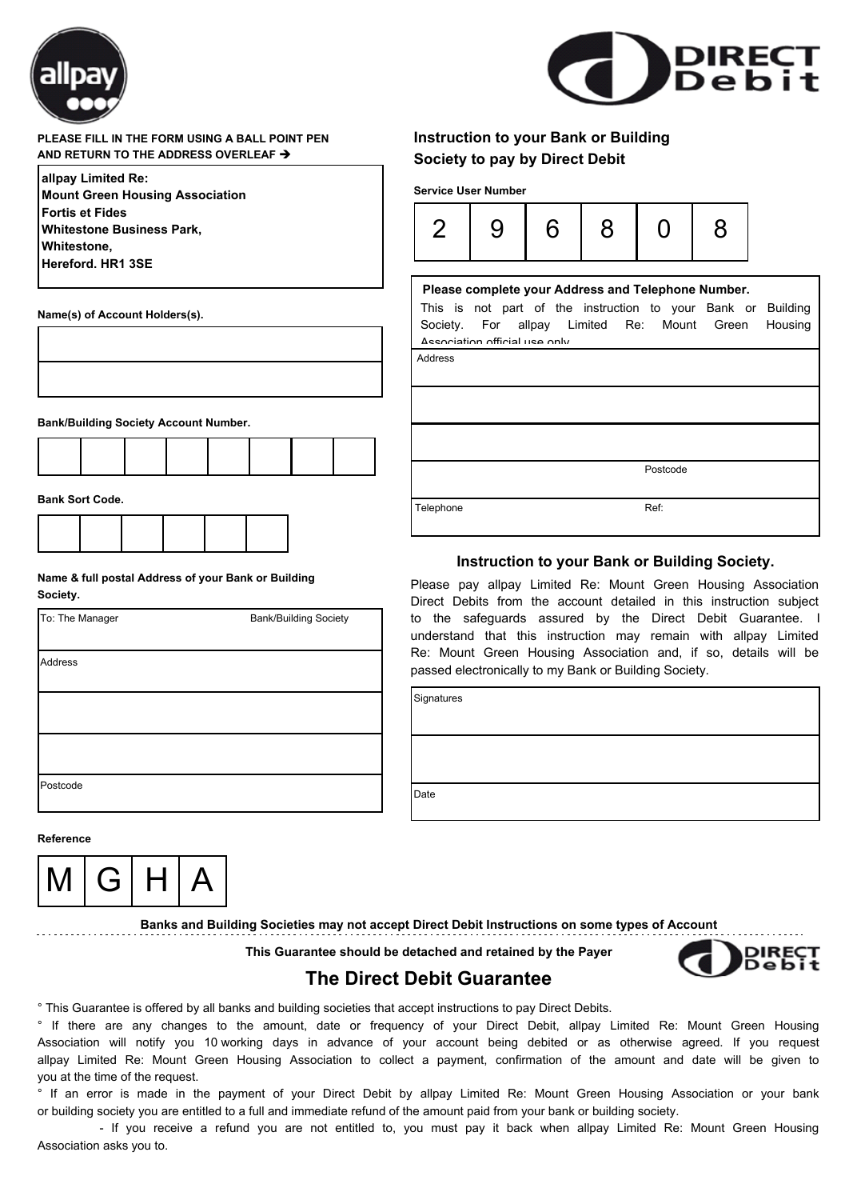**PLEASE FILL IN THE FORM USING A BALL POINT PEN AND RETURN TO THE ADDRESS OVERLEAF ➔**

allpay Limited Re:
Mount Green Housing Association
Fortis et Fides
Whitestone Business Park,
Whitestone,
Hereford. HR1 3SE

## Instruction to your Bank or Building Society to pay by Direct Debit

**Service User Number**

| 2 | 9 | 6 | 8 | 0 | 8 |
|---|---|---|---|---|---|

**Name(s) of Account Holders(s).**

**Bank/Building Society Account Number.**

| | | | | | | | |
|---|---|---|---|---|---|---|---|

**Bank Sort Code.**

| | | | | | |
|---|---|---|---|---|---|

**Name & full postal Address of your Bank or Building Society.**

To: The Manager — Bank/Building Society

Address

Postcode

**Reference**

| M | G | H | A |
|---|---|---|---|

**Please complete your Address and Telephone Number.**

This is not part of the instruction to your Bank or Building Society. For allpay Limited Re: Mount Green Housing Association official use only

Address

Postcode

Telephone — Ref:

### Instruction to your Bank or Building Society.

Please pay allpay Limited Re: Mount Green Housing Association Direct Debits from the account detailed in this instruction subject to the safeguards assured by the Direct Debit Guarantee. I understand that this instruction may remain with allpay Limited Re: Mount Green Housing Association and, if so, details will be passed electronically to my Bank or Building Society.

Signatures

Date

**Banks and Building Societies may not accept Direct Debit Instructions on some types of Account**

**This Guarantee should be detached and retained by the Payer**

## The Direct Debit Guarantee

° This Guarantee is offered by all banks and building societies that accept instructions to pay Direct Debits.

° If there are any changes to the amount, date or frequency of your Direct Debit, allpay Limited Re: Mount Green Housing Association will notify you 10 working days in advance of your account being debited or as otherwise agreed. If you request allpay Limited Re: Mount Green Housing Association to collect a payment, confirmation of the amount and date will be given to you at the time of the request.

° If an error is made in the payment of your Direct Debit by allpay Limited Re: Mount Green Housing Association or your bank or building society you are entitled to a full and immediate refund of the amount paid from your bank or building society.

- If you receive a refund you are not entitled to, you must pay it back when allpay Limited Re: Mount Green Housing Association asks you to.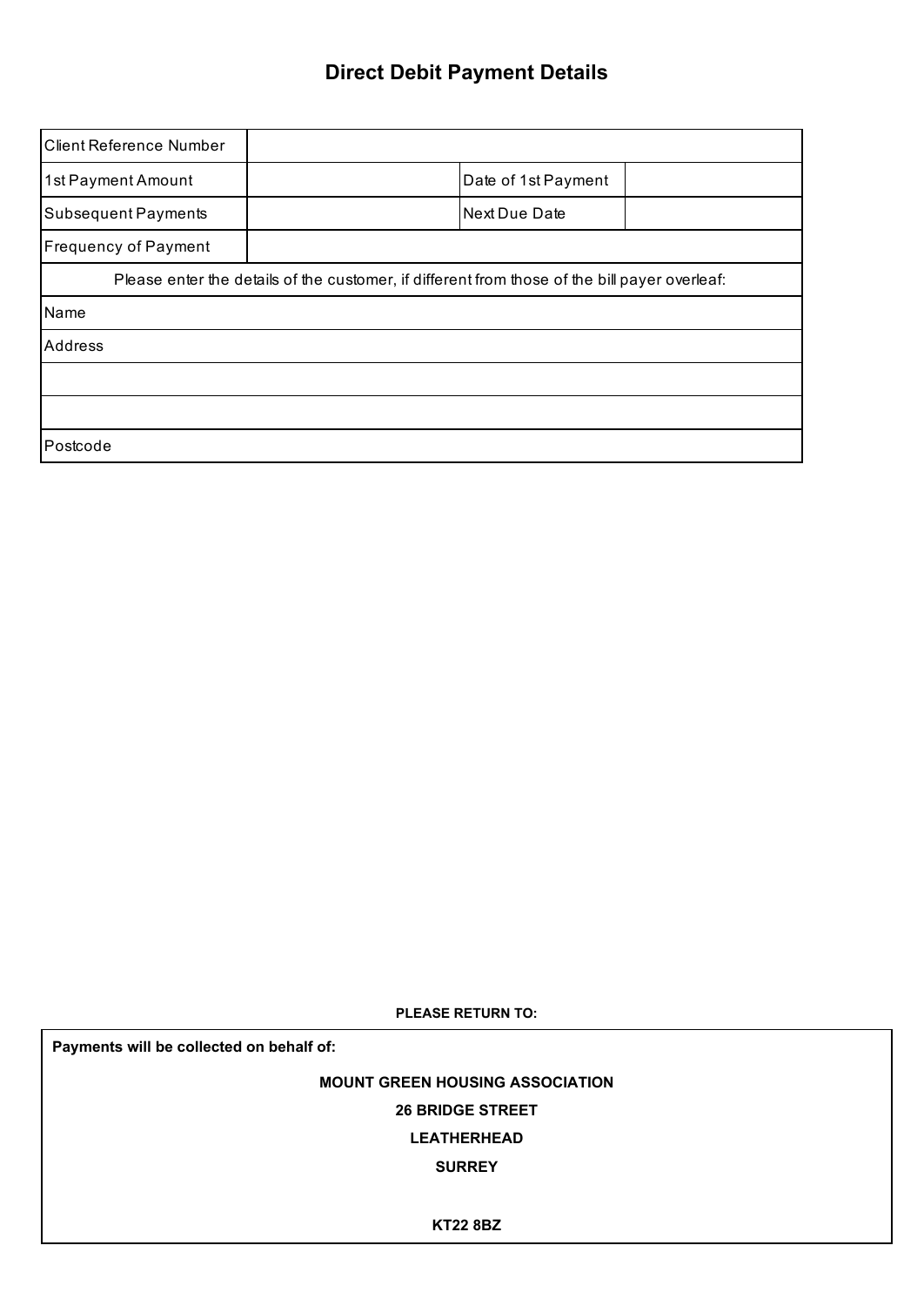# Direct Debit Payment Details

| | | | |
|---|---|---|---|
| Client Reference Number | | | |
| 1st Payment Amount | | Date of 1st Payment | |
| Subsequent Payments | | Next Due Date | |
| Frequency of Payment | | | |
| Please enter the details of the customer, if different from those of the bill payer overleaf: | | | |
| Name | | | |
| Address | | | |
| | | | |
| | | | |
| Postcode | | | |

**PLEASE RETURN TO:**

**Payments will be collected on behalf of:**

**MOUNT GREEN HOUSING ASSOCIATION**

**26 BRIDGE STREET**

**LEATHERHEAD**

**SURREY**

**KT22 8BZ**